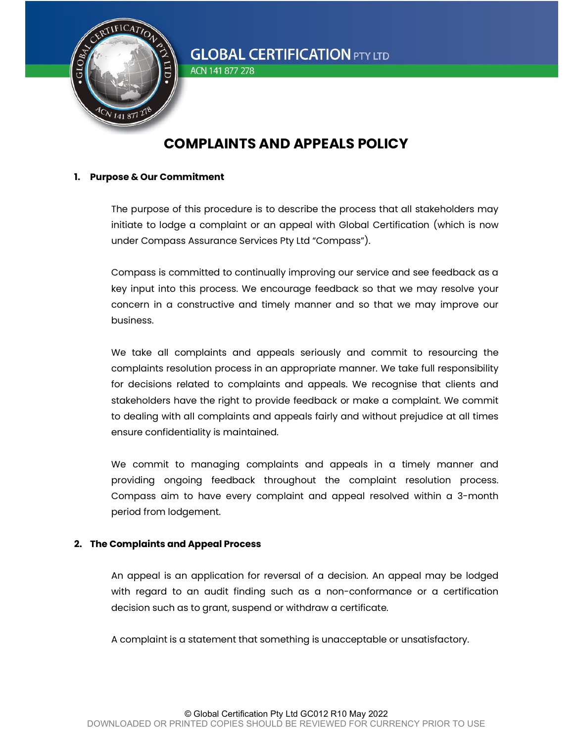# COMPLAINTS AND APPEALS POLICY

## 1. Purpose & Our Commitment

The purpose of this procedure is to describe the process that all stakeholders may initiate to lodge a complaint or an appeal with Global Certification (which is now under Compass Assurance Services Pty Ltd "Compass").

Compass is committed to continually improving our service and see feedback as a key input into this process. We encourage feedback so that we may resolve your concern in a constructive and timely manner and so that we may improve our business.

We take all complaints and appeals seriously and commit to resourcing the complaints resolution process in an appropriate manner. We take full responsibility for decisions related to complaints and appeals. We recognise that clients and stakeholders have the right to provide feedback or make a complaint. We commit to dealing with all complaints and appeals fairly and without prejudice at all times ensure confidentiality is maintained.

We commit to managing complaints and appeals in a timely manner and providing ongoing feedback throughout the complaint resolution process. Compass aim to have every complaint and appeal resolved within a 3-month period from lodgement.

## 2. The Complaints and Appeal Process

An appeal is an application for reversal of a decision. An appeal may be lodged with regard to an audit finding such as a non-conformance or a certification decision such as to grant, suspend or withdraw a certificate.

A complaint is a statement that something is unacceptable or unsatisfactory.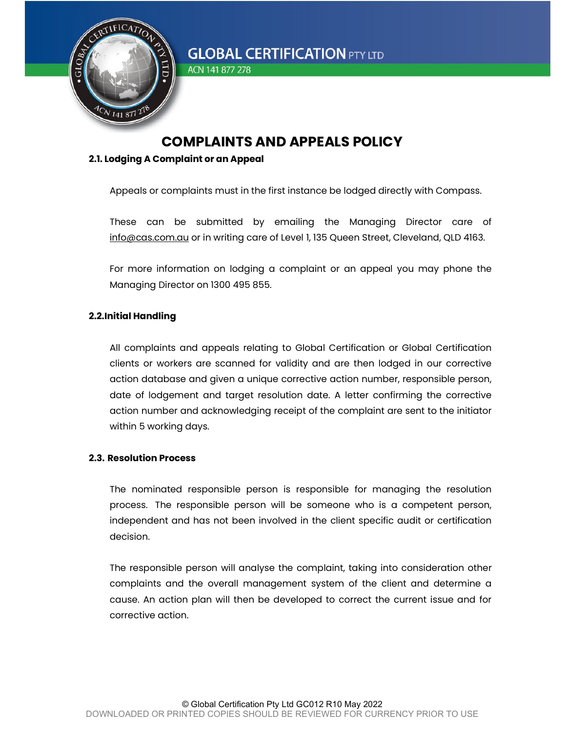# COMPLAINTS AND APPEALS POLICY

**2.1. Lodging A Complaint or an Appeal**

Appeals or complaints must in the first instance be lodged directly with Compass.

These can be submitted by emailing the Managing Director care of info@cas.com.au or in writing care of Level 1, 135 Queen Street, Cleveland, QLD 4163.

For more information on lodging a complaint or an appeal you may phone the Managing Director on 1300 495 855.

**2.2.Initial Handling**

All complaints and appeals relating to Global Certification or Global Certification clients or workers are scanned for validity and are then lodged in our corrective action database and given a unique corrective action number, responsible person, date of lodgement and target resolution date. A letter confirming the corrective action number and acknowledging receipt of the complaint are sent to the initiator within 5 working days.

**2.3. Resolution Process**

The nominated responsible person is responsible for managing the resolution process. The responsible person will be someone who is a competent person, independent and has not been involved in the client specific audit or certification decision.

The responsible person will analyse the complaint, taking into consideration other complaints and the overall management system of the client and determine a cause. An action plan will then be developed to correct the current issue and for corrective action.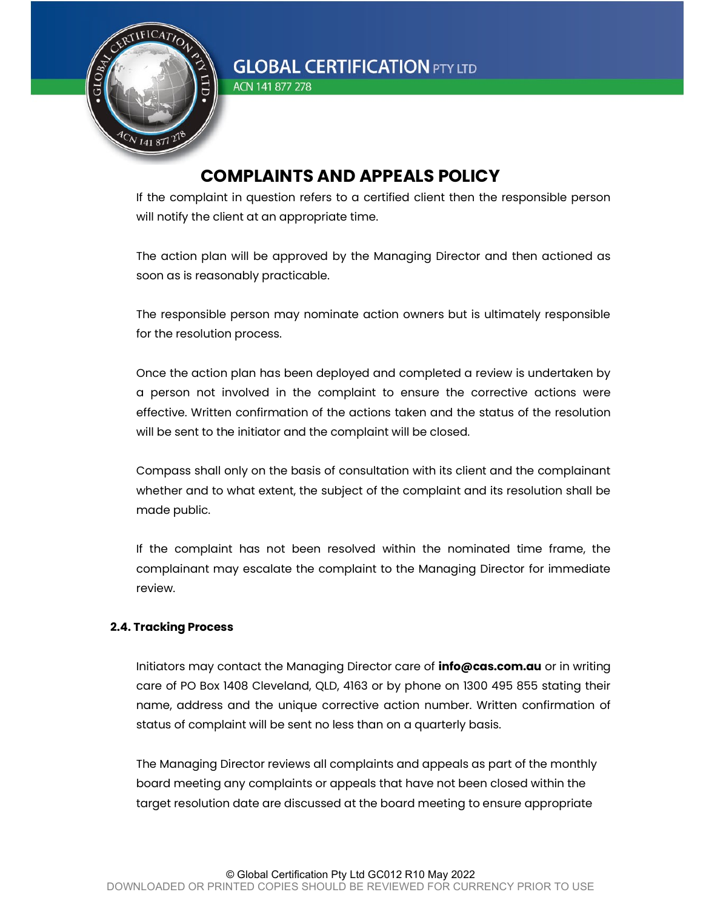# COMPLAINTS AND APPEALS POLICY

If the complaint in question refers to a certified client then the responsible person will notify the client at an appropriate time.

The action plan will be approved by the Managing Director and then actioned as soon as is reasonably practicable.

The responsible person may nominate action owners but is ultimately responsible for the resolution process.

Once the action plan has been deployed and completed a review is undertaken by a person not involved in the complaint to ensure the corrective actions were effective. Written confirmation of the actions taken and the status of the resolution will be sent to the initiator and the complaint will be closed.

Compass shall only on the basis of consultation with its client and the complainant whether and to what extent, the subject of the complaint and its resolution shall be made public.

If the complaint has not been resolved within the nominated time frame, the complainant may escalate the complaint to the Managing Director for immediate review.

### 2.4. Tracking Process

Initiators may contact the Managing Director care of **info@cas.com.au** or in writing care of PO Box 1408 Cleveland, QLD, 4163 or by phone on 1300 495 855 stating their name, address and the unique corrective action number. Written confirmation of status of complaint will be sent no less than on a quarterly basis.

The Managing Director reviews all complaints and appeals as part of the monthly board meeting any complaints or appeals that have not been closed within the target resolution date are discussed at the board meeting to ensure appropriate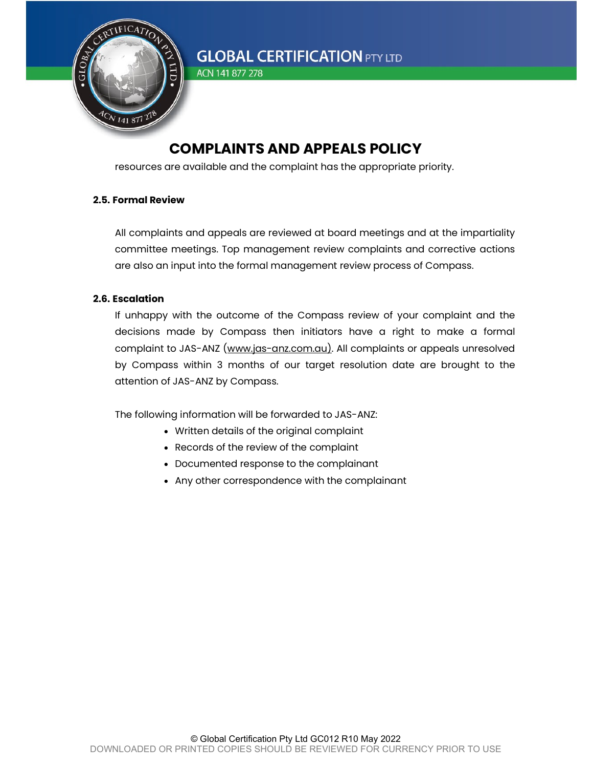resources are available and the complaint has the appropriate priority.

### 2.5. Formal Review

All complaints and appeals are reviewed at board meetings and at the impartiality committee meetings. Top management review complaints and corrective actions are also an input into the formal management review process of Compass.

### 2.6. Escalation

If unhappy with the outcome of the Compass review of your complaint and the decisions made by Compass then initiators have a right to make a formal complaint to JAS-ANZ (www.jas-anz.com.au). All complaints or appeals unresolved by Compass within 3 months of our target resolution date are brought to the attention of JAS-ANZ by Compass.

The following information will be forwarded to JAS-ANZ:

- Written details of the original complaint
- Records of the review of the complaint
- Documented response to the complainant
- Any other correspondence with the complainant